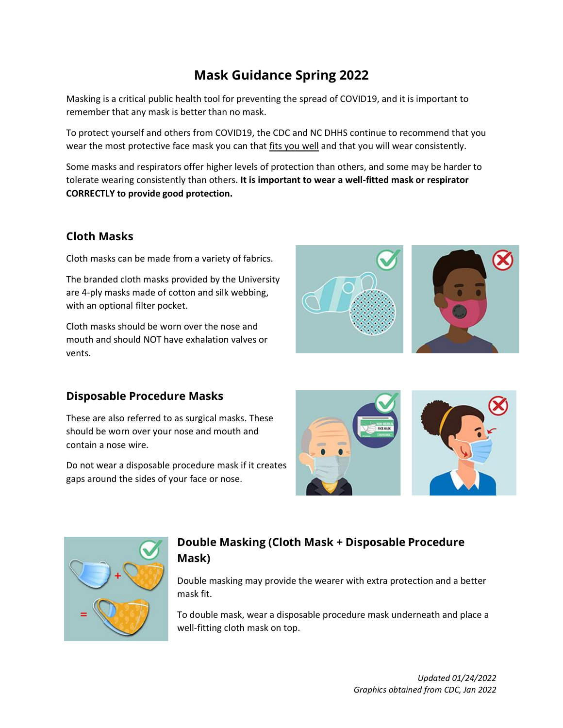# Mask Guidance Spring 2022

Masking is a critical public health tool for preventing the spread of COVID19, and it is important to remember that any mask is better than no mask.

To protect yourself and others from COVID19, the CDC and NC DHHS continue to recommend that you wear the most protective face mask you can that fits you well and that you will wear consistently.

Some masks and respirators offer higher levels of protection than others, and some may be harder to tolerate wearing consistently than others. **It is important to wear a well-fitted mask or respirator CORRECTLY to provide good protection.**

## Cloth Masks

Cloth masks can be made from a variety of fabrics.

The branded cloth masks provided by the University are 4-ply masks made of cotton and silk webbing, with an optional filter pocket.

Cloth masks should be worn over the nose and mouth and should NOT have exhalation valves or vents.

## Disposable Procedure Masks

These are also referred to as surgical masks. These should be worn over your nose and mouth and contain a nose wire.

Do not wear a disposable procedure mask if it creates gaps around the sides of your face or nose.

## Double Masking (Cloth Mask + Disposable Procedure Mask)

Double masking may provide the wearer with extra protection and a better mask fit.

To double mask, wear a disposable procedure mask underneath and place a well-fitting cloth mask on top.

*Updated 01/24/2022*
*Graphics obtained from CDC, Jan 2022*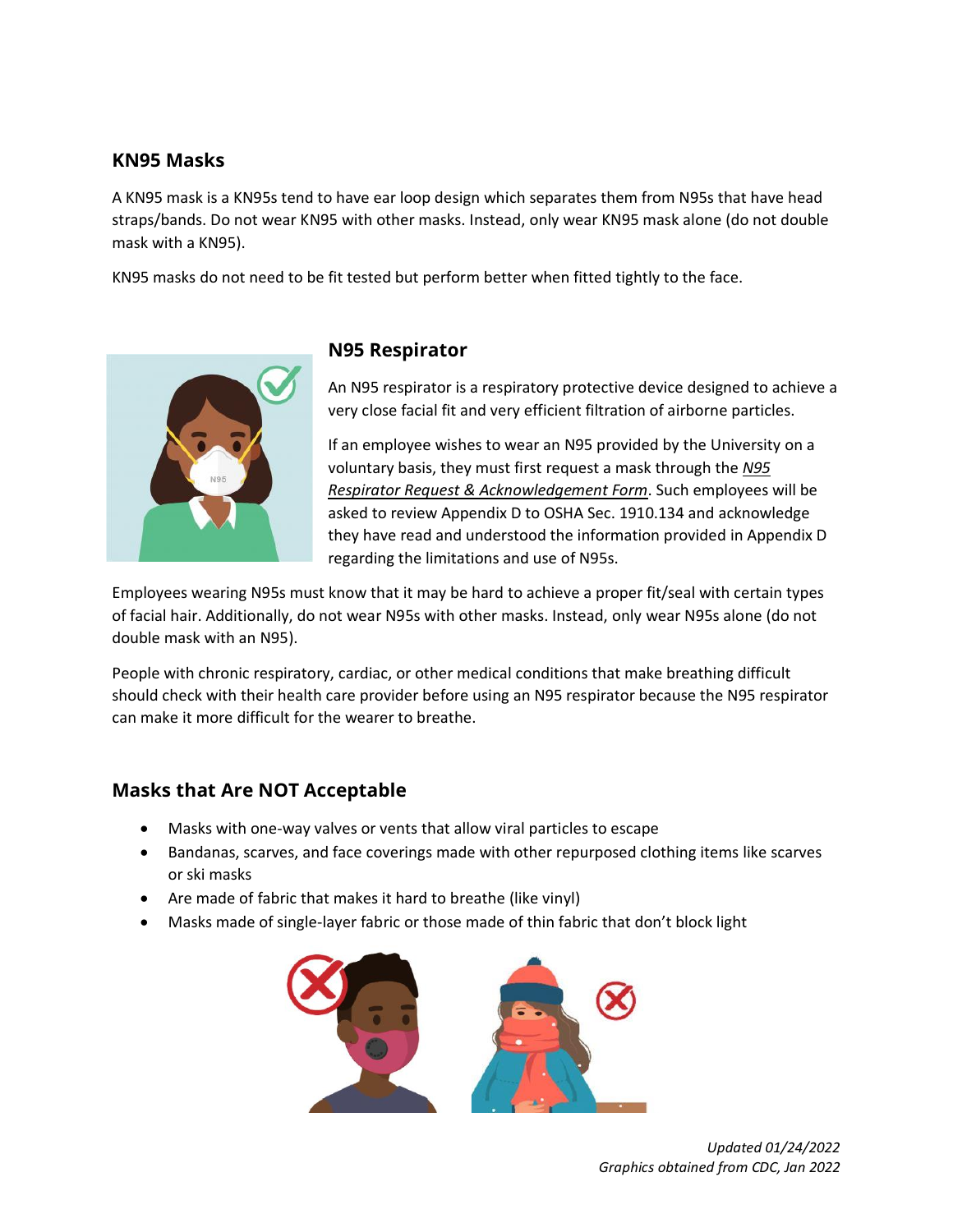## KN95 Masks

A KN95 mask is a KN95s tend to have ear loop design which separates them from N95s that have head straps/bands. Do not wear KN95 with other masks. Instead, only wear KN95 mask alone (do not double mask with a KN95).

KN95 masks do not need to be fit tested but perform better when fitted tightly to the face.

## N95 Respirator

An N95 respirator is a respiratory protective device designed to achieve a very close facial fit and very efficient filtration of airborne particles.

If an employee wishes to wear an N95 provided by the University on a voluntary basis, they must first request a mask through the *N95 Respirator Request & Acknowledgement Form*. Such employees will be asked to review Appendix D to OSHA Sec. 1910.134 and acknowledge they have read and understood the information provided in Appendix D regarding the limitations and use of N95s.

Employees wearing N95s must know that it may be hard to achieve a proper fit/seal with certain types of facial hair. Additionally, do not wear N95s with other masks. Instead, only wear N95s alone (do not double mask with an N95).

People with chronic respiratory, cardiac, or other medical conditions that make breathing difficult should check with their health care provider before using an N95 respirator because the N95 respirator can make it more difficult for the wearer to breathe.

## Masks that Are NOT Acceptable

- Masks with one-way valves or vents that allow viral particles to escape
- Bandanas, scarves, and face coverings made with other repurposed clothing items like scarves or ski masks
- Are made of fabric that makes it hard to breathe (like vinyl)
- Masks made of single-layer fabric or those made of thin fabric that don't block light

*Updated 01/24/2022*
*Graphics obtained from CDC, Jan 2022*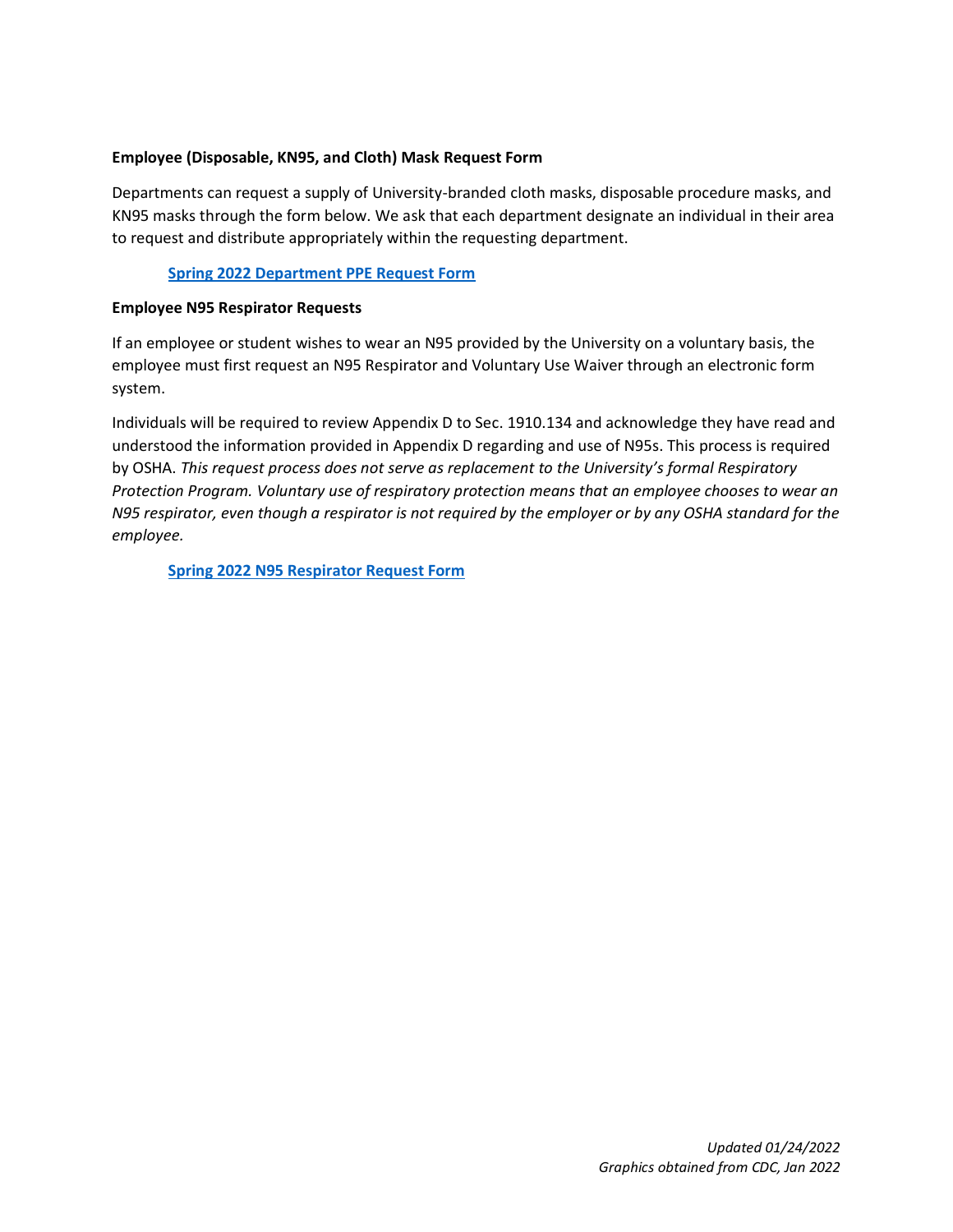**Employee (Disposable, KN95, and Cloth) Mask Request Form**

Departments can request a supply of University-branded cloth masks, disposable procedure masks, and KN95 masks through the form below. We ask that each department designate an individual in their area to request and distribute appropriately within the requesting department.

**Spring 2022 Department PPE Request Form**

**Employee N95 Respirator Requests**

If an employee or student wishes to wear an N95 provided by the University on a voluntary basis, the employee must first request an N95 Respirator and Voluntary Use Waiver through an electronic form system.

Individuals will be required to review Appendix D to Sec. 1910.134 and acknowledge they have read and understood the information provided in Appendix D regarding and use of N95s. This process is required by OSHA. *This request process does not serve as replacement to the University's formal Respiratory Protection Program. Voluntary use of respiratory protection means that an employee chooses to wear an N95 respirator, even though a respirator is not required by the employer or by any OSHA standard for the employee.*

**Spring 2022 N95 Respirator Request Form**

*Updated 01/24/2022*
*Graphics obtained from CDC, Jan 2022*